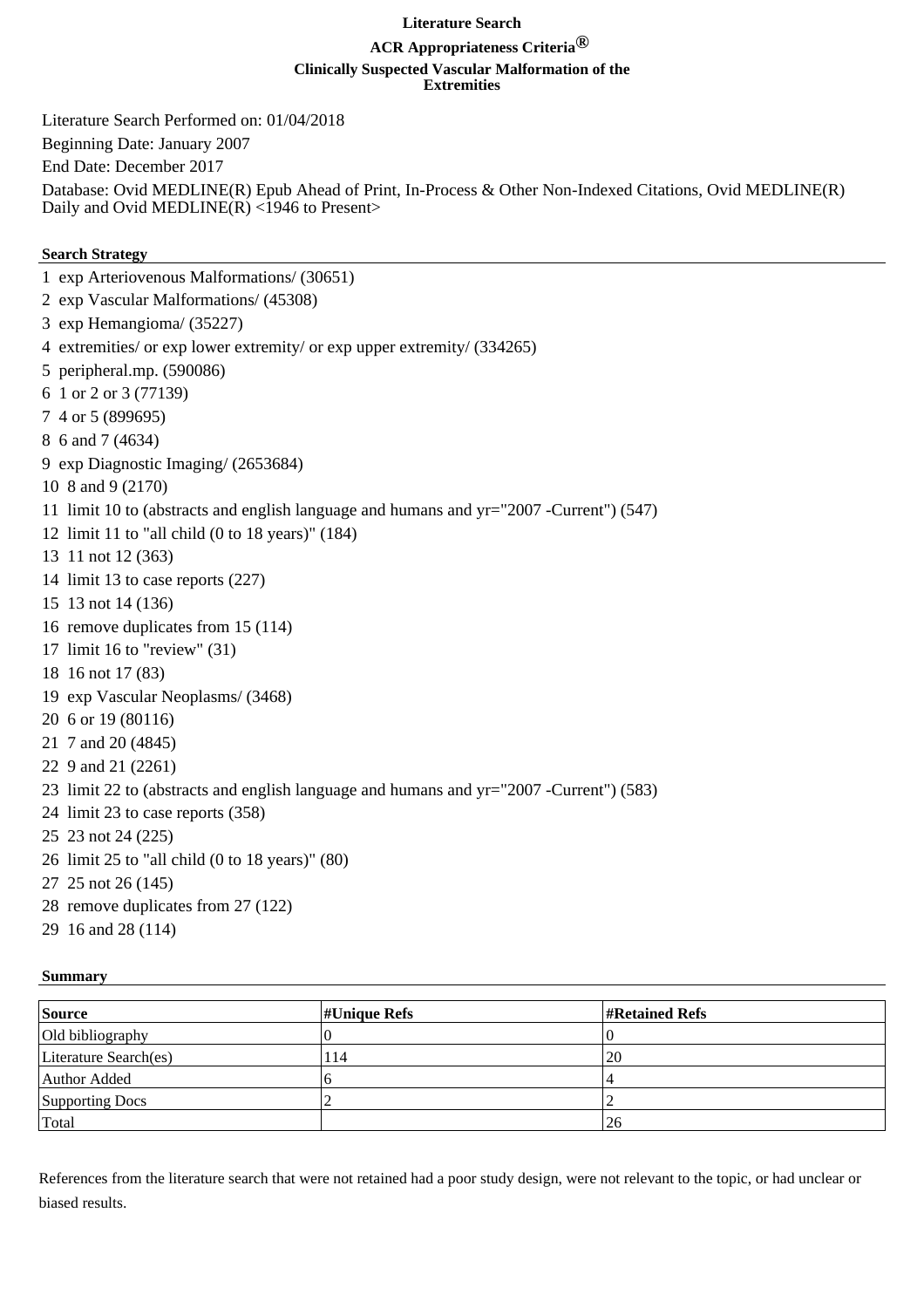# Literature Search

## ACR Appropriateness Criteria®

### Clinically Suspected Vascular Malformation of the Extremities

Literature Search Performed on: 01/04/2018

Beginning Date: January 2007

End Date: December 2017

Database: Ovid MEDLINE(R) Epub Ahead of Print, In-Process & Other Non-Indexed Citations, Ovid MEDLINE(R) Daily and Ovid MEDLINE(R) <1946 to Present>

**Search Strategy**

1 exp Arteriovenous Malformations/ (30651)
2 exp Vascular Malformations/ (45308)
3 exp Hemangioma/ (35227)
4 extremities/ or exp lower extremity/ or exp upper extremity/ (334265)
5 peripheral.mp. (590086)
6 1 or 2 or 3 (77139)
7 4 or 5 (899695)
8 6 and 7 (4634)
9 exp Diagnostic Imaging/ (2653684)
10 8 and 9 (2170)
11 limit 10 to (abstracts and english language and humans and yr="2007 -Current") (547)
12 limit 11 to "all child (0 to 18 years)" (184)
13 11 not 12 (363)
14 limit 13 to case reports (227)
15 13 not 14 (136)
16 remove duplicates from 15 (114)
17 limit 16 to "review" (31)
18 16 not 17 (83)
19 exp Vascular Neoplasms/ (3468)
20 6 or 19 (80116)
21 7 and 20 (4845)
22 9 and 21 (2261)
23 limit 22 to (abstracts and english language and humans and yr="2007 -Current") (583)
24 limit 23 to case reports (358)
25 23 not 24 (225)
26 limit 25 to "all child (0 to 18 years)" (80)
27 25 not 26 (145)
28 remove duplicates from 27 (122)
29 16 and 28 (114)

**Summary**

| Source | #Unique Refs | #Retained Refs |
|---|---|---|
| Old bibliography | 0 | 0 |
| Literature Search(es) | 114 | 20 |
| Author Added | 6 | 4 |
| Supporting Docs | 2 | 2 |
| Total | | 26 |

References from the literature search that were not retained had a poor study design, were not relevant to the topic, or had unclear or biased results.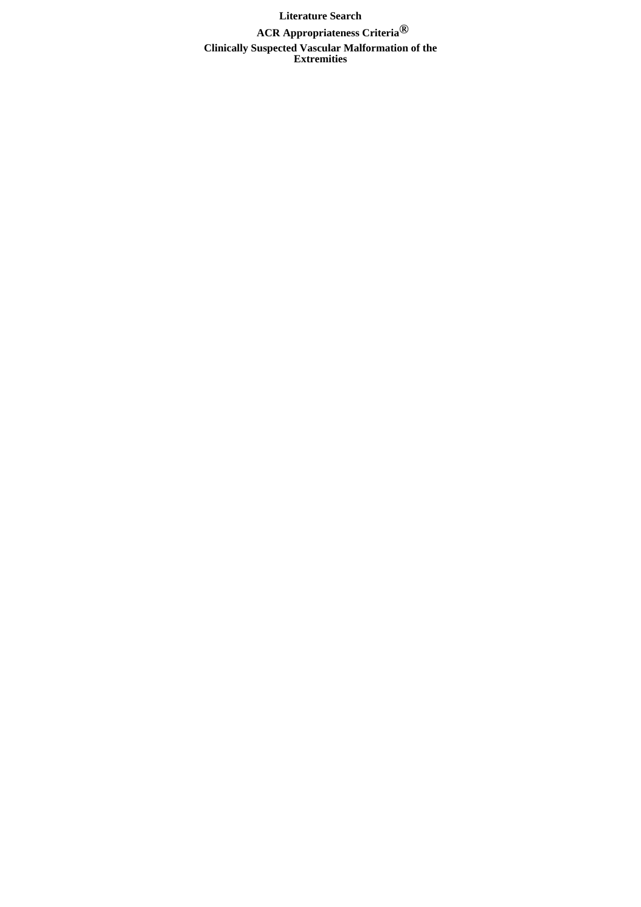**Literature Search**

**ACR Appropriateness Criteria®**

**Clinically Suspected Vascular Malformation of the Extremities**